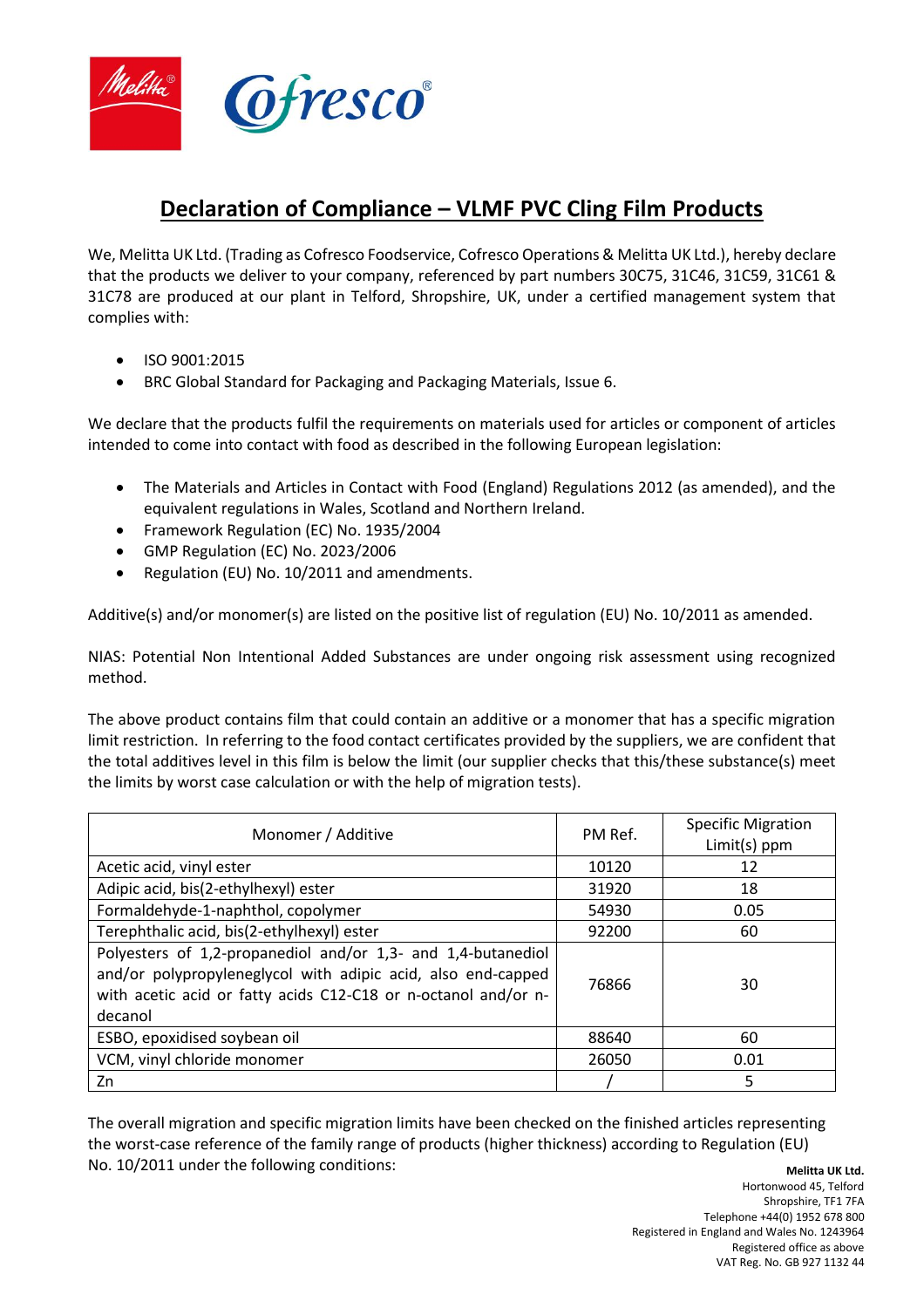# Declaration of Compliance – VLMF PVC Cling Film Products

We, Melitta UK Ltd. (Trading as Cofresco Foodservice, Cofresco Operations & Melitta UK Ltd.), hereby declare that the products we deliver to your company, referenced by part numbers 30C75, 31C46, 31C59, 31C61 & 31C78 are produced at our plant in Telford, Shropshire, UK, under a certified management system that complies with:

- ISO 9001:2015
- BRC Global Standard for Packaging and Packaging Materials, Issue 6.

We declare that the products fulfil the requirements on materials used for articles or component of articles intended to come into contact with food as described in the following European legislation:

- The Materials and Articles in Contact with Food (England) Regulations 2012 (as amended), and the equivalent regulations in Wales, Scotland and Northern Ireland.
- Framework Regulation (EC) No. 1935/2004
- GMP Regulation (EC) No. 2023/2006
- Regulation (EU) No. 10/2011 and amendments.

Additive(s) and/or monomer(s) are listed on the positive list of regulation (EU) No. 10/2011 as amended.

NIAS: Potential Non Intentional Added Substances are under ongoing risk assessment using recognized method.

The above product contains film that could contain an additive or a monomer that has a specific migration limit restriction. In referring to the food contact certificates provided by the suppliers, we are confident that the total additives level in this film is below the limit (our supplier checks that this/these substance(s) meet the limits by worst case calculation or with the help of migration tests).

| Monomer / Additive | PM Ref. | Specific Migration Limit(s) ppm |
|---|---|---|
| Acetic acid, vinyl ester | 10120 | 12 |
| Adipic acid, bis(2-ethylhexyl) ester | 31920 | 18 |
| Formaldehyde-1-naphthol, copolymer | 54930 | 0.05 |
| Terephthalic acid, bis(2-ethylhexyl) ester | 92200 | 60 |
| Polyesters of 1,2-propanediol and/or 1,3- and 1,4-butanediol and/or polypropyleneglycol with adipic acid, also end-capped with acetic acid or fatty acids C12-C18 or n-octanol and/or n-decanol | 76866 | 30 |
| ESBO, epoxidised soybean oil | 88640 | 60 |
| VCM, vinyl chloride monomer | 26050 | 0.01 |
| Zn | / | 5 |

The overall migration and specific migration limits have been checked on the finished articles representing the worst-case reference of the family range of products (higher thickness) according to Regulation (EU) No. 10/2011 under the following conditions:

**Melitta UK Ltd.**
Hortonwood 45, Telford
Shropshire, TF1 7FA
Telephone +44(0) 1952 678 800
Registered in England and Wales No. 1243964
Registered office as above
VAT Reg. No. GB 927 1132 44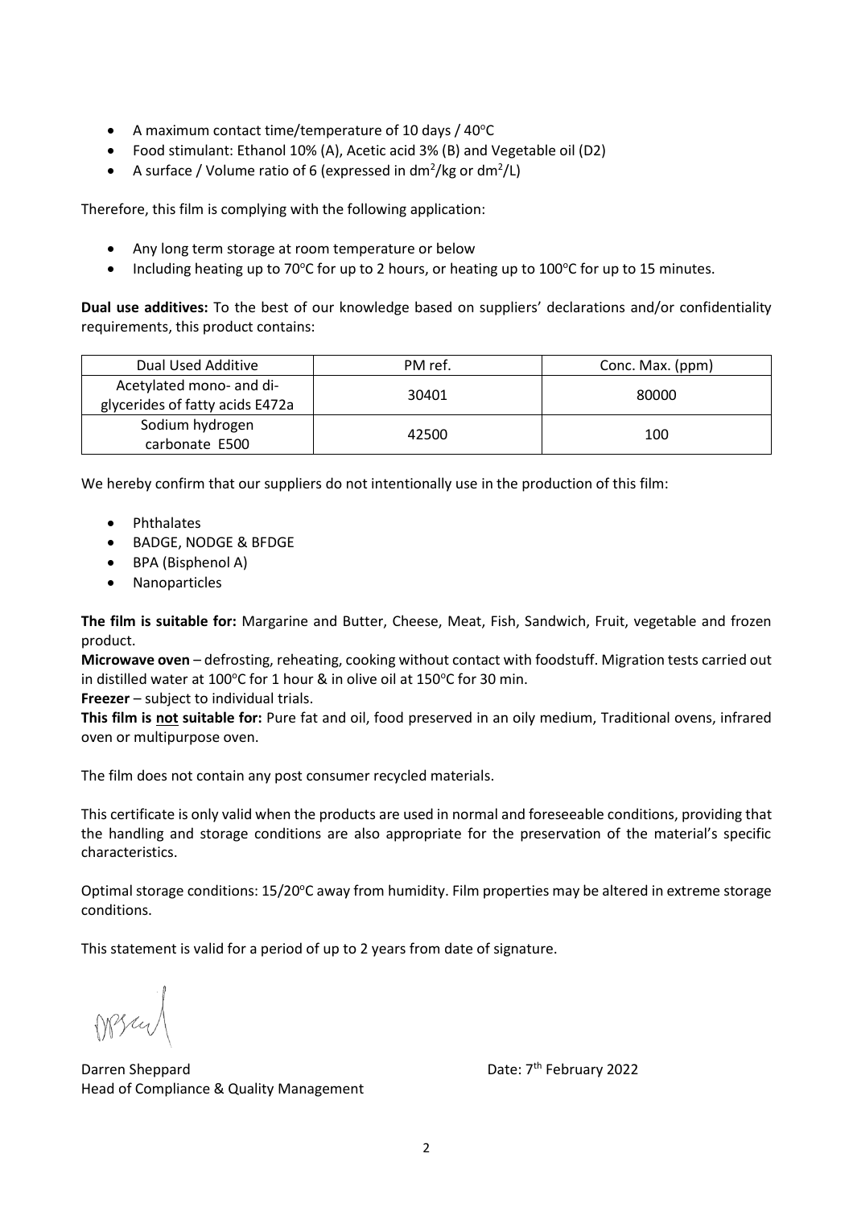- A maximum contact time/temperature of 10 days / 40°C
- Food stimulant: Ethanol 10% (A), Acetic acid 3% (B) and Vegetable oil (D2)
- A surface / Volume ratio of 6 (expressed in $dm^2$/kg or $dm^2$/L)

Therefore, this film is complying with the following application:

- Any long term storage at room temperature or below
- Including heating up to 70°C for up to 2 hours, or heating up to 100°C for up to 15 minutes.

**Dual use additives:** To the best of our knowledge based on suppliers' declarations and/or confidentiality requirements, this product contains:

| Dual Used Additive | PM ref. | Conc. Max. (ppm) |
|---|---|---|
| Acetylated mono- and di-glycerides of fatty acids E472a | 30401 | 80000 |
| Sodium hydrogen carbonate E500 | 42500 | 100 |

We hereby confirm that our suppliers do not intentionally use in the production of this film:

- Phthalates
- BADGE, NODGE & BFDGE
- BPA (Bisphenol A)
- Nanoparticles

**The film is suitable for:** Margarine and Butter, Cheese, Meat, Fish, Sandwich, Fruit, vegetable and frozen product.

**Microwave oven** – defrosting, reheating, cooking without contact with foodstuff. Migration tests carried out in distilled water at 100°C for 1 hour & in olive oil at 150°C for 30 min.

**Freezer** – subject to individual trials.

**This film is not suitable for:** Pure fat and oil, food preserved in an oily medium, Traditional ovens, infrared oven or multipurpose oven.

The film does not contain any post consumer recycled materials.

This certificate is only valid when the products are used in normal and foreseeable conditions, providing that the handling and storage conditions are also appropriate for the preservation of the material's specific characteristics.

Optimal storage conditions: 15/20°C away from humidity. Film properties may be altered in extreme storage conditions.

This statement is valid for a period of up to 2 years from date of signature.

Darren Sheppard
Head of Compliance & Quality Management

Date: 7th February 2022